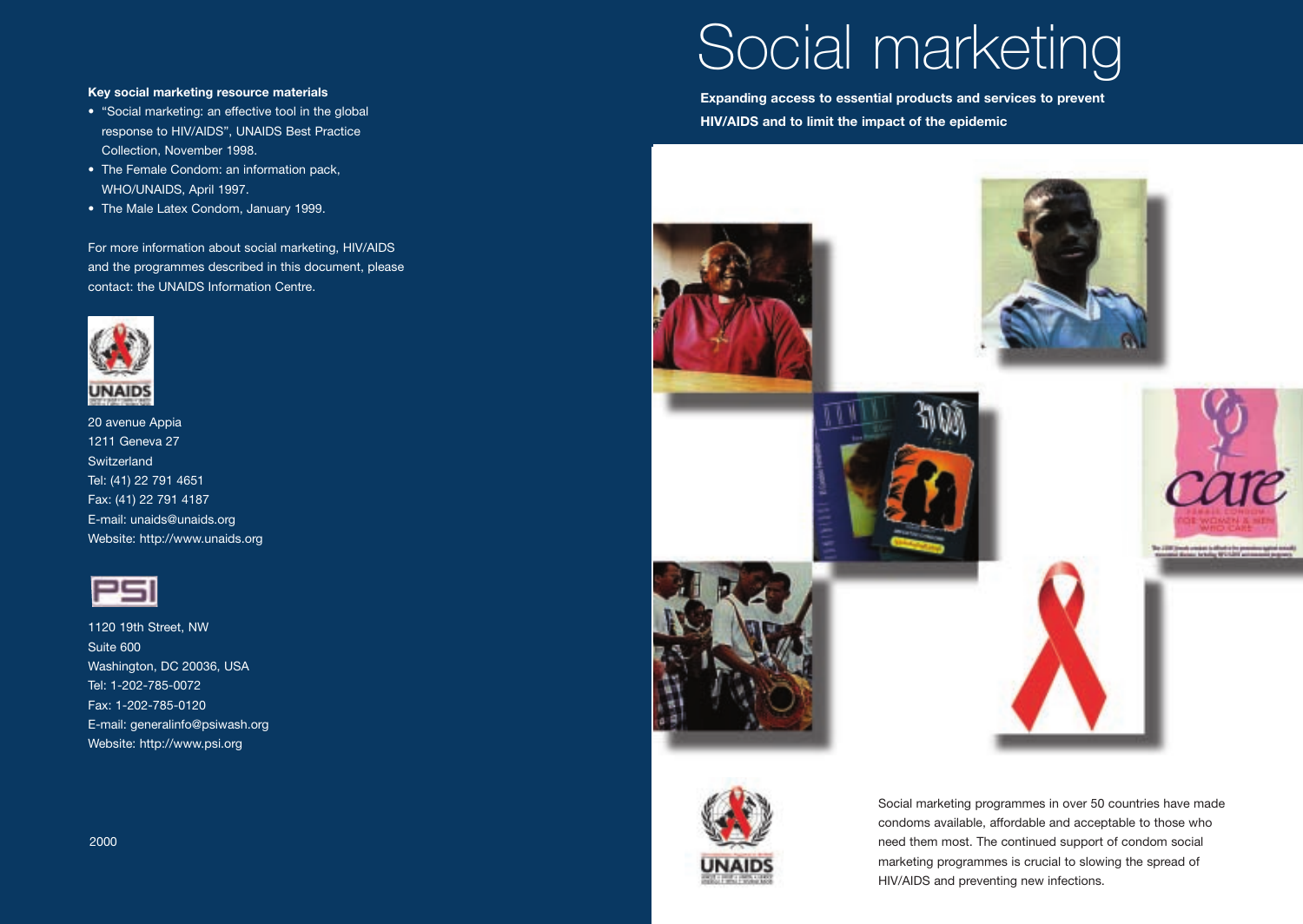# Social marketing

**Expanding access to essential products and services to prevent HIV/AIDS and to limit the impact of the epidemic**

Social marketing programmes in over 50 countries have made condoms available, affordable and acceptable to those who need them most. The continued support of condom social marketing programmes is crucial to slowing the spread of HIV/AIDS and preventing new infections.

**Key social marketing resource materials**

- "Social marketing: an effective tool in the global response to HIV/AIDS", UNAIDS Best Practice Collection, November 1998.
- The Female Condom: an information pack, WHO/UNAIDS, April 1997.
- The Male Latex Condom, January 1999.

For more information about social marketing, HIV/AIDS and the programmes described in this document, please contact: the UNAIDS Information Centre.

UNAIDS

20 avenue Appia
1211 Geneva 27
Switzerland
Tel: (41) 22 791 4651
Fax: (41) 22 791 4187
E-mail: unaids@unaids.org
Website: http://www.unaids.org

PSI

1120 19th Street, NW
Suite 600
Washington, DC 20036, USA
Tel: 1-202-785-0072
Fax: 1-202-785-0120
E-mail: generalinfo@psiwash.org
Website: http://www.psi.org

2000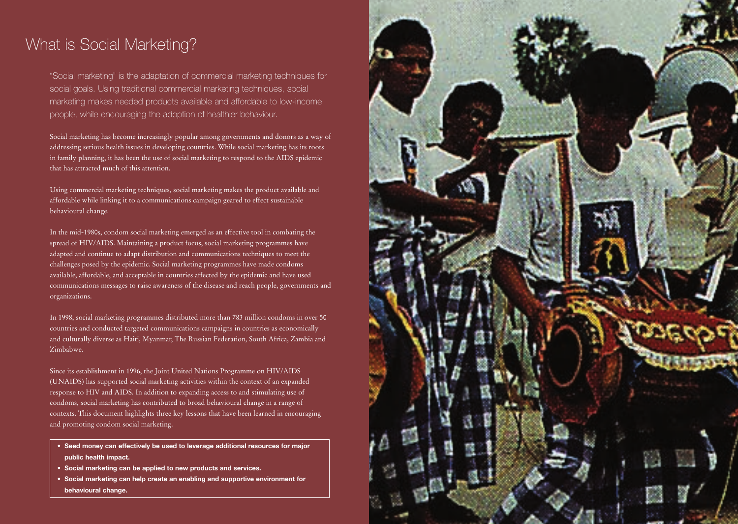# What is Social Marketing?

"Social marketing" is the adaptation of commercial marketing techniques for social goals. Using traditional commercial marketing techniques, social marketing makes needed products available and affordable to low-income people, while encouraging the adoption of healthier behaviour.

Social marketing has become increasingly popular among governments and donors as a way of addressing serious health issues in developing countries. While social marketing has its roots in family planning, it has been the use of social marketing to respond to the AIDS epidemic that has attracted much of this attention.

Using commercial marketing techniques, social marketing makes the product available and affordable while linking it to a communications campaign geared to effect sustainable behavioural change.

In the mid-1980s, condom social marketing emerged as an effective tool in combating the spread of HIV/AIDS. Maintaining a product focus, social marketing programmes have adapted and continue to adapt distribution and communications techniques to meet the challenges posed by the epidemic. Social marketing programmes have made condoms available, affordable, and acceptable in countries affected by the epidemic and have used communications messages to raise awareness of the disease and reach people, governments and organizations.

In 1998, social marketing programmes distributed more than 783 million condoms in over 50 countries and conducted targeted communications campaigns in countries as economically and culturally diverse as Haiti, Myanmar, The Russian Federation, South Africa, Zambia and Zimbabwe.

Since its establishment in 1996, the Joint United Nations Programme on HIV/AIDS (UNAIDS) has supported social marketing activities within the context of an expanded response to HIV and AIDS. In addition to expanding access to and stimulating use of condoms, social marketing has contributed to broad behavioural change in a range of contexts. This document highlights three key lessons that have been learned in encouraging and promoting condom social marketing.

- **Seed money can effectively be used to leverage additional resources for major public health impact.**
- **Social marketing can be applied to new products and services.**
- **Social marketing can help create an enabling and supportive environment for behavioural change.**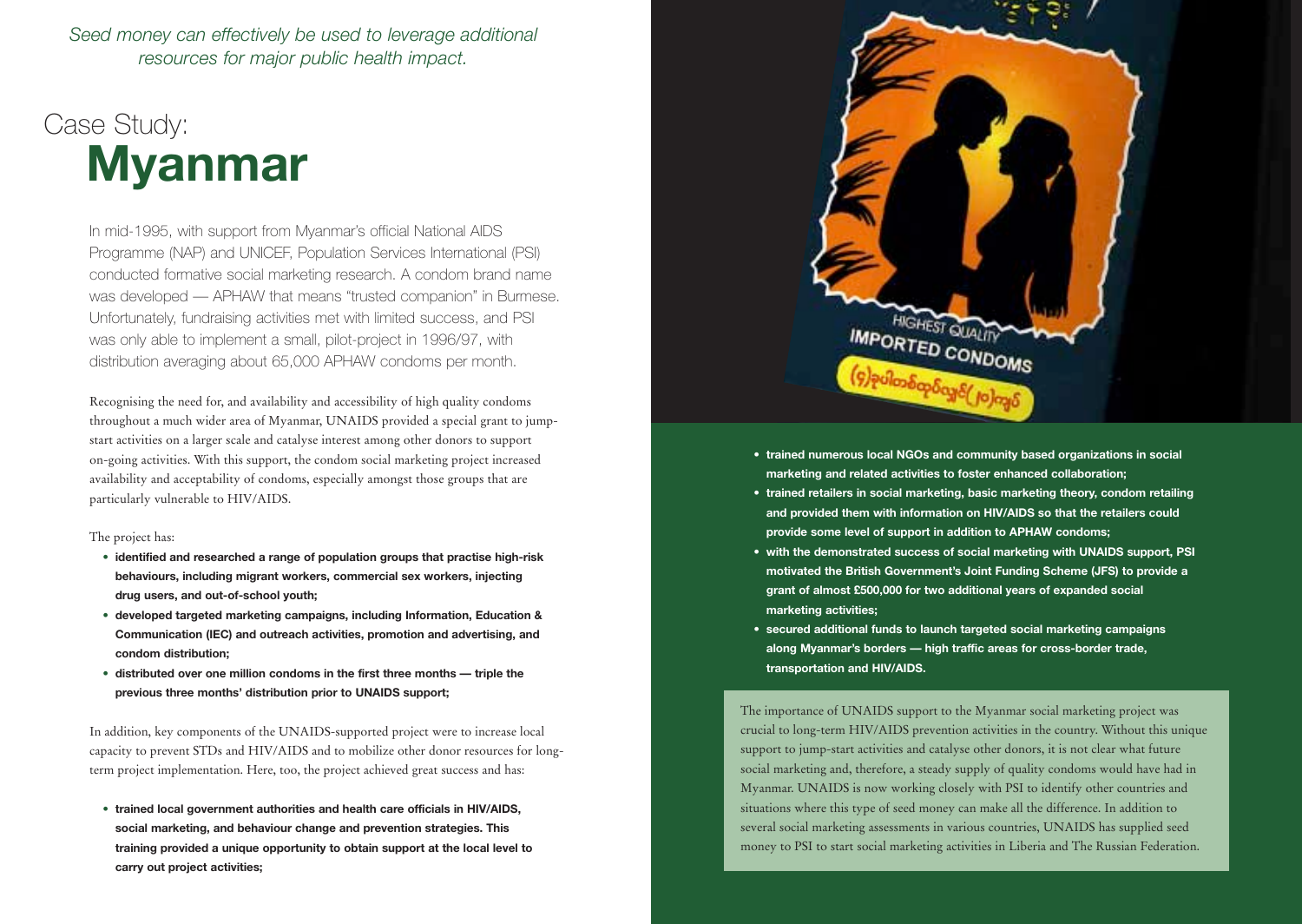*Seed money can effectively be used to leverage additional resources for major public health impact.*

# Case Study: **Myanmar**

In mid-1995, with support from Myanmar's official National AIDS Programme (NAP) and UNICEF, Population Services International (PSI) conducted formative social marketing research. A condom brand name was developed — APHAW that means "trusted companion" in Burmese. Unfortunately, fundraising activities met with limited success, and PSI was only able to implement a small, pilot-project in 1996/97, with distribution averaging about 65,000 APHAW condoms per month.

Recognising the need for, and availability and accessibility of high quality condoms throughout a much wider area of Myanmar, UNAIDS provided a special grant to jump-start activities on a larger scale and catalyse interest among other donors to support on-going activities. With this support, the condom social marketing project increased availability and acceptability of condoms, especially amongst those groups that are particularly vulnerable to HIV/AIDS.

The project has:

- **identified and researched a range of population groups that practise high-risk behaviours, including migrant workers, commercial sex workers, injecting drug users, and out-of-school youth;**
- **developed targeted marketing campaigns, including Information, Education & Communication (IEC) and outreach activities, promotion and advertising, and condom distribution;**
- **distributed over one million condoms in the first three months — triple the previous three months' distribution prior to UNAIDS support;**

In addition, key components of the UNAIDS-supported project were to increase local capacity to prevent STDs and HIV/AIDS and to mobilize other donor resources for long-term project implementation. Here, too, the project achieved great success and has:

- **trained local government authorities and health care officials in HIV/AIDS, social marketing, and behaviour change and prevention strategies. This training provided a unique opportunity to obtain support at the local level to carry out project activities;**
- **trained numerous local NGOs and community based organizations in social marketing and related activities to foster enhanced collaboration;**
- **trained retailers in social marketing, basic marketing theory, condom retailing and provided them with information on HIV/AIDS so that the retailers could provide some level of support in addition to APHAW condoms;**
- **with the demonstrated success of social marketing with UNAIDS support, PSI motivated the British Government's Joint Funding Scheme (JFS) to provide a grant of almost £500,000 for two additional years of expanded social marketing activities;**
- **secured additional funds to launch targeted social marketing campaigns along Myanmar's borders — high traffic areas for cross-border trade, transportation and HIV/AIDS.**

The importance of UNAIDS support to the Myanmar social marketing project was crucial to long-term HIV/AIDS prevention activities in the country. Without this unique support to jump-start activities and catalyse other donors, it is not clear what future social marketing and, therefore, a steady supply of quality condoms would have had in Myanmar. UNAIDS is now working closely with PSI to identify other countries and situations where this type of seed money can make all the difference. In addition to several social marketing assessments in various countries, UNAIDS has supplied seed money to PSI to start social marketing activities in Liberia and The Russian Federation.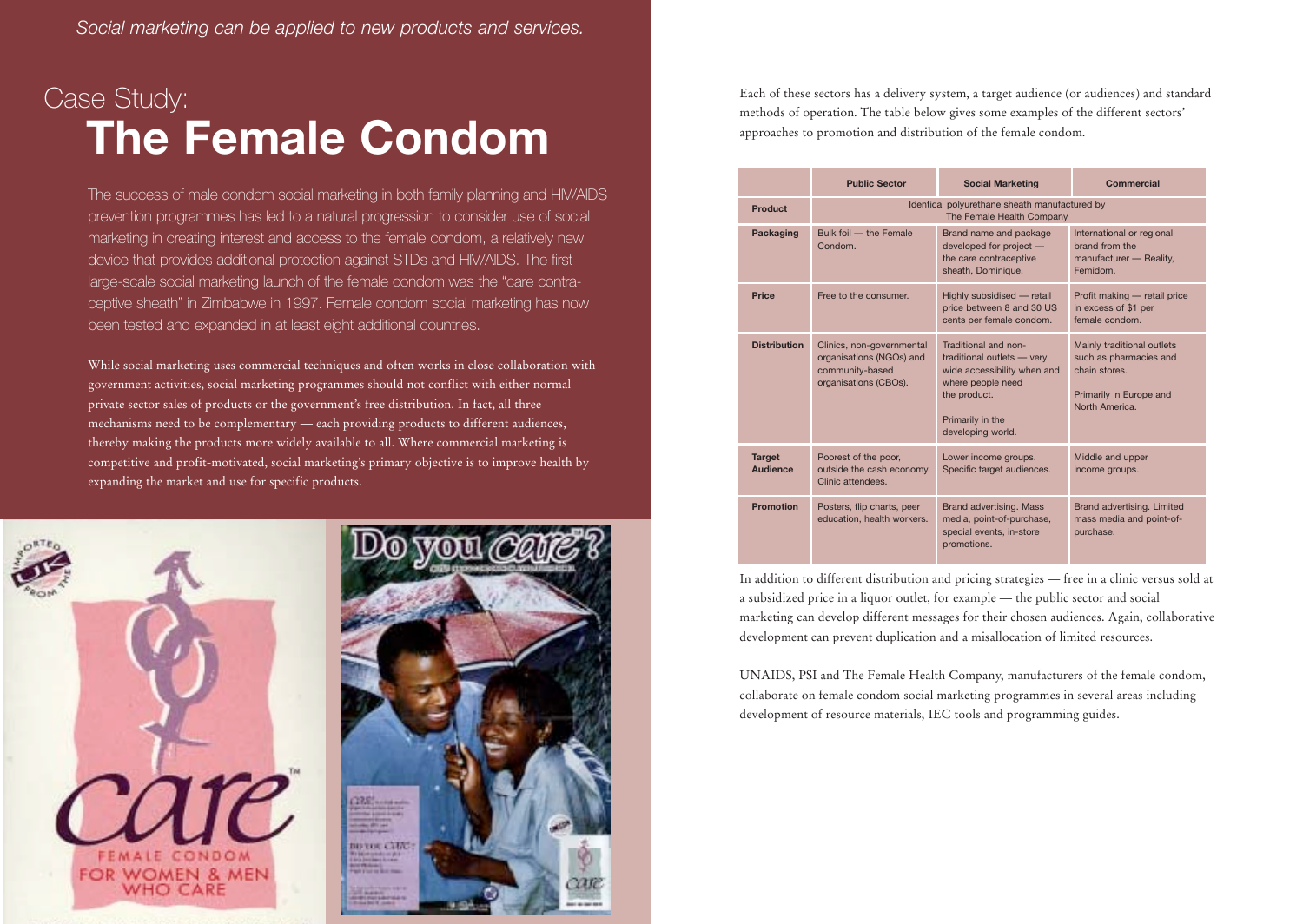*Social marketing can be applied to new products and services.*

# Case Study:
# The Female Condom

The success of male condom social marketing in both family planning and HIV/AIDS prevention programmes has led to a natural progression to consider use of social marketing in creating interest and access to the female condom, a relatively new device that provides additional protection against STDs and HIV/AIDS. The first large-scale social marketing launch of the female condom was the "care contraceptive sheath" in Zimbabwe in 1997. Female condom social marketing has now been tested and expanded in at least eight additional countries.

While social marketing uses commercial techniques and often works in close collaboration with government activities, social marketing programmes should not conflict with either normal private sector sales of products or the government's free distribution. In fact, all three mechanisms need to be complementary — each providing products to different audiences, thereby making the products more widely available to all. Where commercial marketing is competitive and profit-motivated, social marketing's primary objective is to improve health by expanding the market and use for specific products.

Each of these sectors has a delivery system, a target audience (or audiences) and standard methods of operation. The table below gives some examples of the different sectors' approaches to promotion and distribution of the female condom.

| | Public Sector | Social Marketing | Commercial |
|---|---|---|---|
| **Product** | Identical polyurethane sheath manufactured by The Female Health Company | | |
| **Packaging** | Bulk foil — the Female Condom. | Brand name and package developed for project — the care contraceptive sheath, Dominique. | International or regional brand from the manufacturer — Reality, Femidom. |
| **Price** | Free to the consumer. | Highly subsidised — retail price between 8 and 30 US cents per female condom. | Profit making — retail price in excess of $1 per female condom. |
| **Distribution** | Clinics, non-governmental organisations (NGOs) and community-based organisations (CBOs). | Traditional and non-traditional outlets — very wide accessibility when and where people need the product. Primarily in the developing world. | Mainly traditional outlets such as pharmacies and chain stores. Primarily in Europe and North America. |
| **Target Audience** | Poorest of the poor, outside the cash economy. Clinic attendees. | Lower income groups. Specific target audiences. | Middle and upper income groups. |
| **Promotion** | Posters, flip charts, peer education, health workers. | Brand advertising. Mass media, point-of-purchase, special events, in-store promotions. | Brand advertising. Limited mass media and point-of-purchase. |

In addition to different distribution and pricing strategies — free in a clinic versus sold at a subsidized price in a liquor outlet, for example — the public sector and social marketing can develop different messages for their chosen audiences. Again, collaborative development can prevent duplication and a misallocation of limited resources.

UNAIDS, PSI and The Female Health Company, manufacturers of the female condom, collaborate on female condom social marketing programmes in several areas including development of resource materials, IEC tools and programming guides.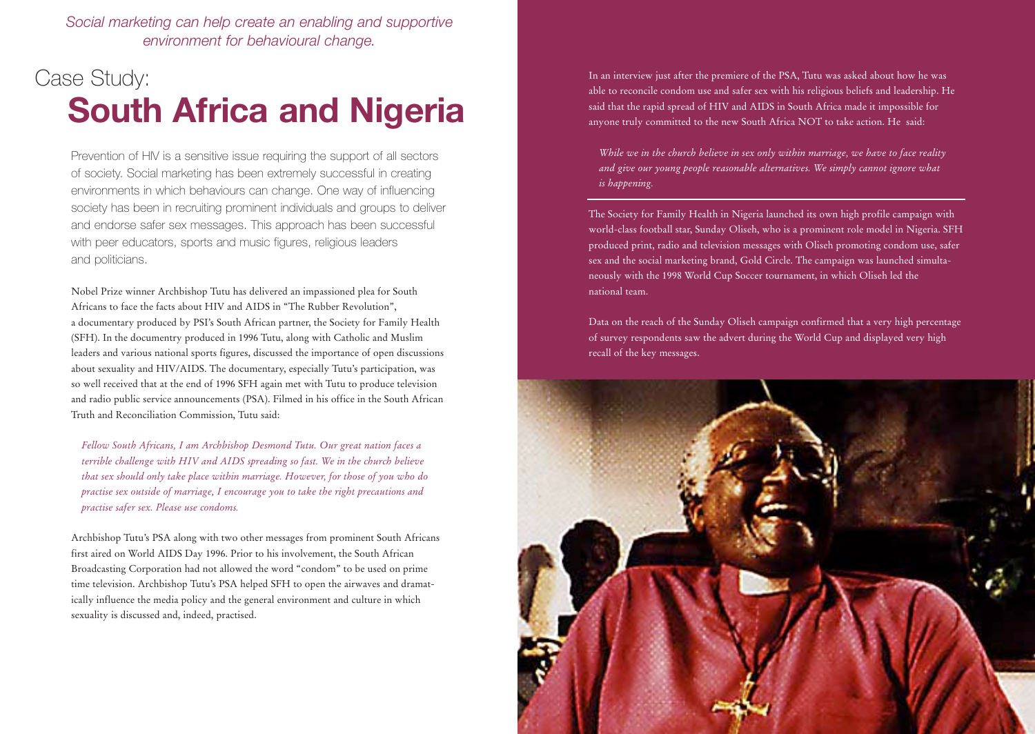*Social marketing can help create an enabling and supportive environment for behavioural change.*

Case Study:

# South Africa and Nigeria

Prevention of HIV is a sensitive issue requiring the support of all sectors of society. Social marketing has been extremely successful in creating environments in which behaviours can change. One way of influencing society has been in recruiting prominent individuals and groups to deliver and endorse safer sex messages. This approach has been successful with peer educators, sports and music figures, religious leaders and politicians.

Nobel Prize winner Archbishop Tutu has delivered an impassioned plea for South Africans to face the facts about HIV and AIDS in "The Rubber Revolution", a documentary produced by PSI's South African partner, the Society for Family Health (SFH). In the documentry produced in 1996 Tutu, along with Catholic and Muslim leaders and various national sports figures, discussed the importance of open discussions about sexuality and HIV/AIDS. The documentary, especially Tutu's participation, was so well received that at the end of 1996 SFH again met with Tutu to produce television and radio public service announcements (PSA). Filmed in his office in the South African Truth and Reconciliation Commission, Tutu said:

*Fellow South Africans, I am Archbishop Desmond Tutu. Our great nation faces a terrible challenge with HIV and AIDS spreading so fast. We in the church believe that sex should only take place within marriage. However, for those of you who do practise sex outside of marriage, I encourage you to take the right precautions and practise safer sex. Please use condoms.*

Archbishop Tutu's PSA along with two other messages from prominent South Africans first aired on World AIDS Day 1996. Prior to his involvement, the South African Broadcasting Corporation had not allowed the word "condom" to be used on prime time television. Archbishop Tutu's PSA helped SFH to open the airwaves and dramatically influence the media policy and the general environment and culture in which sexuality is discussed and, indeed, practised.

In an interview just after the premiere of the PSA, Tutu was asked about how he was able to reconcile condom use and safer sex with his religious beliefs and leadership. He said that the rapid spread of HIV and AIDS in South Africa made it impossible for anyone truly committed to the new South Africa NOT to take action. He said:

*While we in the church believe in sex only within marriage, we have to face reality and give our young people reasonable alternatives. We simply cannot ignore what is happening.*

The Society for Family Health in Nigeria launched its own high profile campaign with world-class football star, Sunday Oliseh, who is a prominent role model in Nigeria. SFH produced print, radio and television messages with Oliseh promoting condom use, safer sex and the social marketing brand, Gold Circle. The campaign was launched simultaneously with the 1998 World Cup Soccer tournament, in which Oliseh led the national team.

Data on the reach of the Sunday Oliseh campaign confirmed that a very high percentage of survey respondents saw the advert during the World Cup and displayed very high recall of the key messages.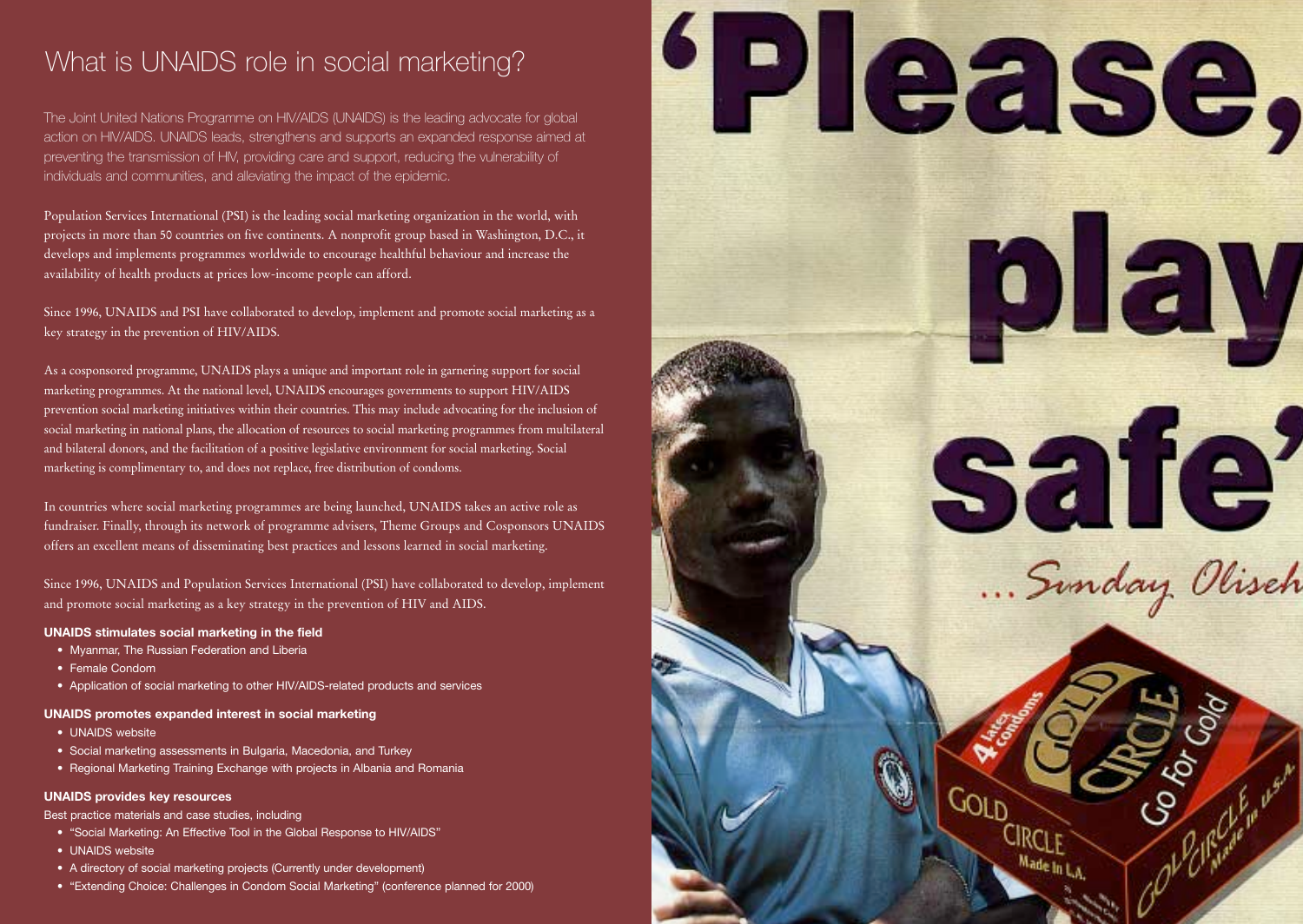# What is UNAIDS role in social marketing?

The Joint United Nations Programme on HIV/AIDS (UNAIDS) is the leading advocate for global action on HIV/AIDS. UNAIDS leads, strengthens and supports an expanded response aimed at preventing the transmission of HIV, providing care and support, reducing the vulnerability of individuals and communities, and alleviating the impact of the epidemic.

Population Services International (PSI) is the leading social marketing organization in the world, with projects in more than 50 countries on five continents. A nonprofit group based in Washington, D.C., it develops and implements programmes worldwide to encourage healthful behaviour and increase the availability of health products at prices low-income people can afford.

Since 1996, UNAIDS and PSI have collaborated to develop, implement and promote social marketing as a key strategy in the prevention of HIV/AIDS.

As a cosponsored programme, UNAIDS plays a unique and important role in garnering support for social marketing programmes. At the national level, UNAIDS encourages governments to support HIV/AIDS prevention social marketing initiatives within their countries. This may include advocating for the inclusion of social marketing in national plans, the allocation of resources to social marketing programmes from multilateral and bilateral donors, and the facilitation of a positive legislative environment for social marketing. Social marketing is complimentary to, and does not replace, free distribution of condoms.

In countries where social marketing programmes are being launched, UNAIDS takes an active role as fundraiser. Finally, through its network of programme advisers, Theme Groups and Cosponsors UNAIDS offers an excellent means of disseminating best practices and lessons learned in social marketing.

Since 1996, UNAIDS and Population Services International (PSI) have collaborated to develop, implement and promote social marketing as a key strategy in the prevention of HIV and AIDS.

**UNAIDS stimulates social marketing in the field**

- Myanmar, The Russian Federation and Liberia
- Female Condom
- Application of social marketing to other HIV/AIDS-related products and services

**UNAIDS promotes expanded interest in social marketing**

- UNAIDS website
- Social marketing assessments in Bulgaria, Macedonia, and Turkey
- Regional Marketing Training Exchange with projects in Albania and Romania

**UNAIDS provides key resources**

Best practice materials and case studies, including

- "Social Marketing: An Effective Tool in the Global Response to HIV/AIDS"
- UNAIDS website
- A directory of social marketing projects (Currently under development)
- "Extending Choice: Challenges in Condom Social Marketing" (conference planned for 2000)

'Please, play safe'

... Sunday Oliseh